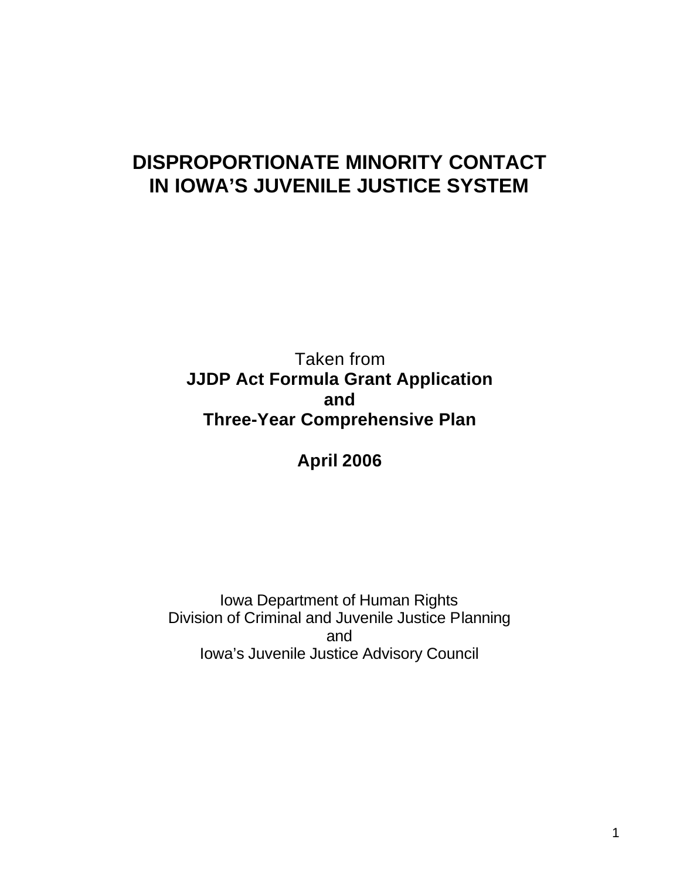# DISPROPORTIONATE MINORITY CONTACT IN IOWA'S JUVENILE JUSTICE SYSTEM

Taken from

**JJDP Act Formula Grant Application**

**and**

**Three-Year Comprehensive Plan**

**April 2006**

Iowa Department of Human Rights

Division of Criminal and Juvenile Justice Planning

and

Iowa's Juvenile Justice Advisory Council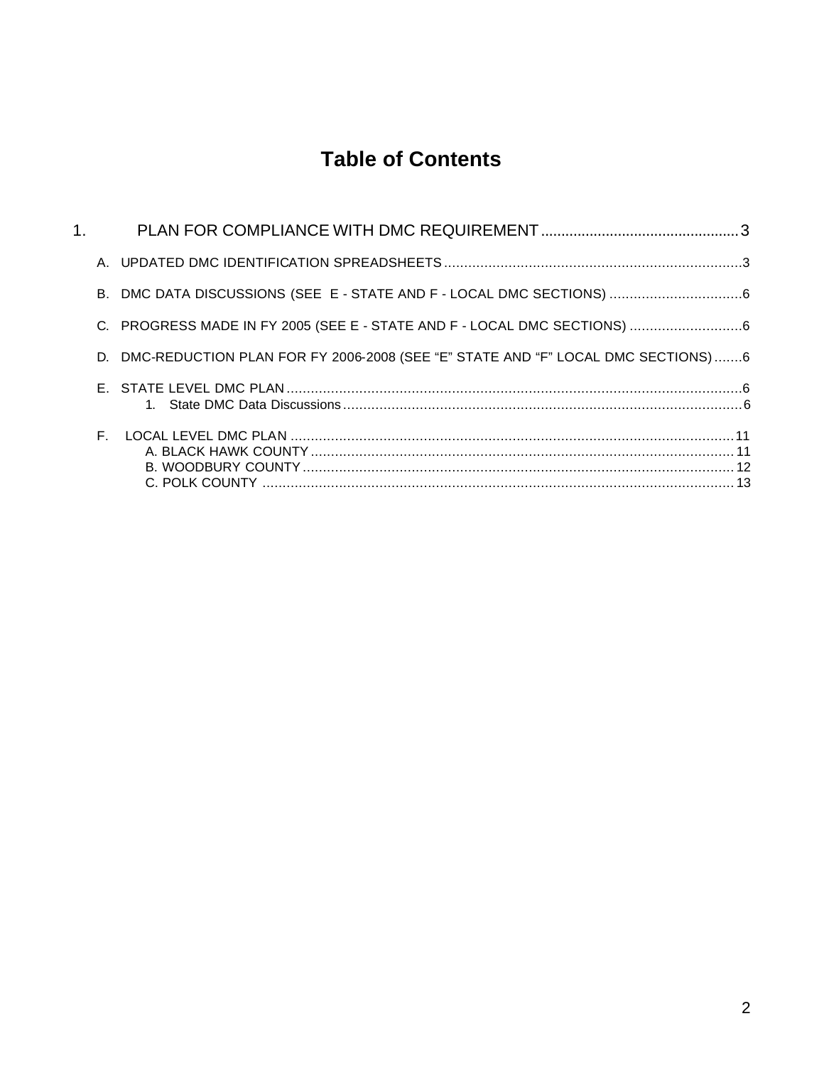# Table of Contents

1. PLAN FOR COMPLIANCE WITH DMC REQUIREMENT ................................................ 3
   - A. UPDATED DMC IDENTIFICATION SPREADSHEETS ......................................................................... 3
   - B. DMC DATA DISCUSSIONS (SEE E - STATE AND F - LOCAL DMC SECTIONS) ................................. 6
   - C. PROGRESS MADE IN FY 2005 (SEE E - STATE AND F - LOCAL DMC SECTIONS) ............................ 6
   - D. DMC-REDUCTION PLAN FOR FY 2006-2008 (SEE "E" STATE AND "F" LOCAL DMC SECTIONS) ....... 6
   - E. STATE LEVEL DMC PLAN ................................................................................................................ 6
     - 1. State DMC Data Discussions ................................................................................................... 6
   - F. LOCAL LEVEL DMC PLAN ............................................................................................................. 11
     - A. BLACK HAWK COUNTY ......................................................................................................... 11
     - B. WOODBURY COUNTY ........................................................................................................... 12
     - C. POLK COUNTY ..................................................................................................................... 13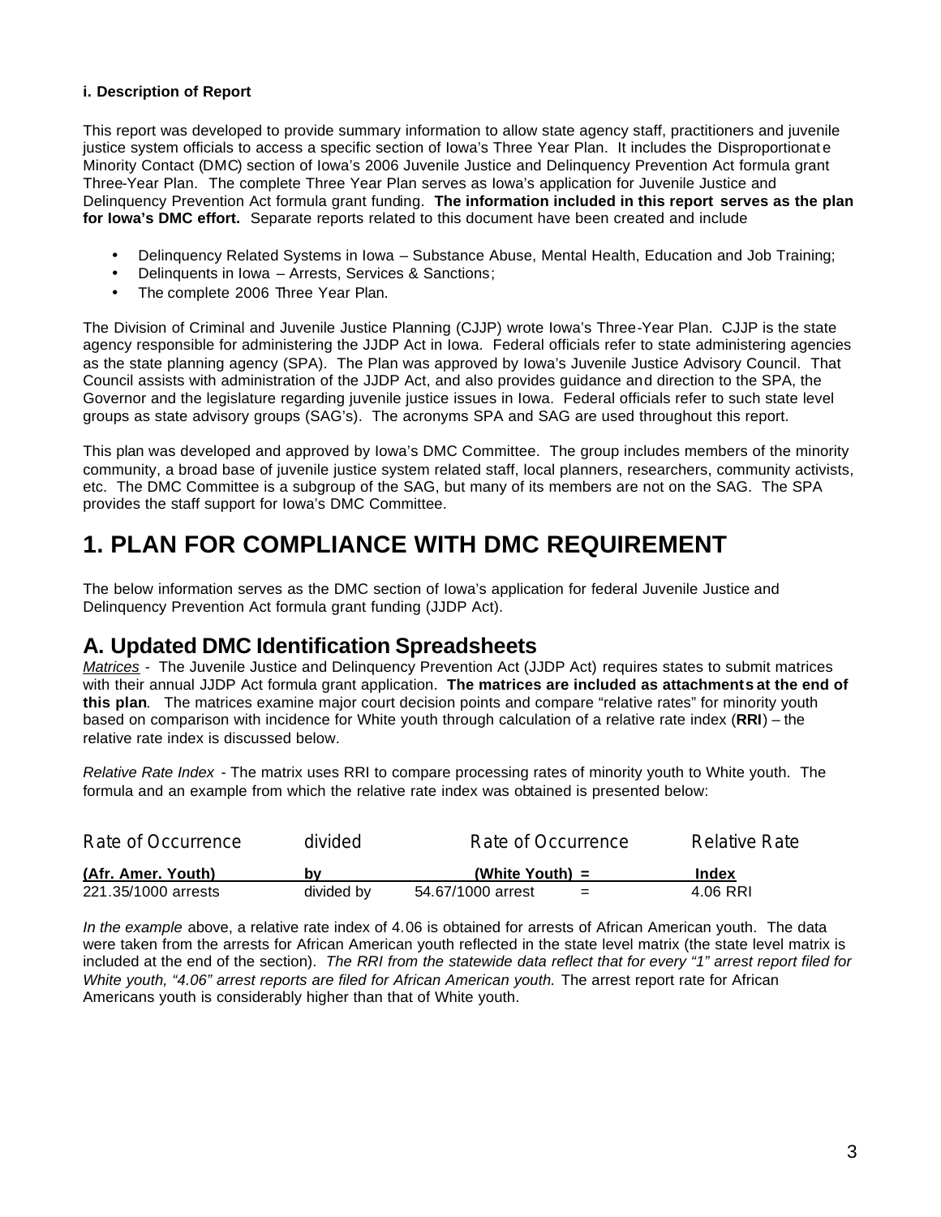**i. Description of Report**

This report was developed to provide summary information to allow state agency staff, practitioners and juvenile justice system officials to access a specific section of Iowa's Three Year Plan. It includes the Disproportionate Minority Contact (DMC) section of Iowa's 2006 Juvenile Justice and Delinquency Prevention Act formula grant Three-Year Plan. The complete Three Year Plan serves as Iowa's application for Juvenile Justice and Delinquency Prevention Act formula grant funding. **The information included in this report serves as the plan for Iowa's DMC effort.** Separate reports related to this document have been created and include

- Delinquency Related Systems in Iowa – Substance Abuse, Mental Health, Education and Job Training;
- Delinquents in Iowa – Arrests, Services & Sanctions;
- The complete 2006 Three Year Plan.

The Division of Criminal and Juvenile Justice Planning (CJJP) wrote Iowa's Three-Year Plan. CJJP is the state agency responsible for administering the JJDP Act in Iowa. Federal officials refer to state administering agencies as the state planning agency (SPA). The Plan was approved by Iowa's Juvenile Justice Advisory Council. That Council assists with administration of the JJDP Act, and also provides guidance and direction to the SPA, the Governor and the legislature regarding juvenile justice issues in Iowa. Federal officials refer to such state level groups as state advisory groups (SAG's). The acronyms SPA and SAG are used throughout this report.

This plan was developed and approved by Iowa's DMC Committee. The group includes members of the minority community, a broad base of juvenile justice system related staff, local planners, researchers, community activists, etc. The DMC Committee is a subgroup of the SAG, but many of its members are not on the SAG. The SPA provides the staff support for Iowa's DMC Committee.

# 1. PLAN FOR COMPLIANCE WITH DMC REQUIREMENT

The below information serves as the DMC section of Iowa's application for federal Juvenile Justice and Delinquency Prevention Act formula grant funding (JJDP Act).

## A. Updated DMC Identification Spreadsheets

*Matrices* - The Juvenile Justice and Delinquency Prevention Act (JJDP Act) requires states to submit matrices with their annual JJDP Act formula grant application. **The matrices are included as attachments at the end of this plan**. The matrices examine major court decision points and compare "relative rates" for minority youth based on comparison with incidence for White youth through calculation of a relative rate index (**RRI**) – the relative rate index is discussed below.

*Relative Rate Index* - The matrix uses RRI to compare processing rates of minority youth to White youth. The formula and an example from which the relative rate index was obtained is presented below:

| Rate of Occurrence | divided | Rate of Occurrence | | Relative Rate |
|---|---|---|---|---|
| **(Afr. Amer. Youth)** | **by** | **(White Youth) =** | | **Index** |
| 221.35/1000 arrests | divided by | 54.67/1000 arrest | = | 4.06 RRI |

*In the example* above, a relative rate index of 4.06 is obtained for arrests of African American youth. The data were taken from the arrests for African American youth reflected in the state level matrix (the state level matrix is included at the end of the section). *The RRI from the statewide data reflect that for every "1" arrest report filed for White youth, "4.06" arrest reports are filed for African American youth.* The arrest report rate for African Americans youth is considerably higher than that of White youth.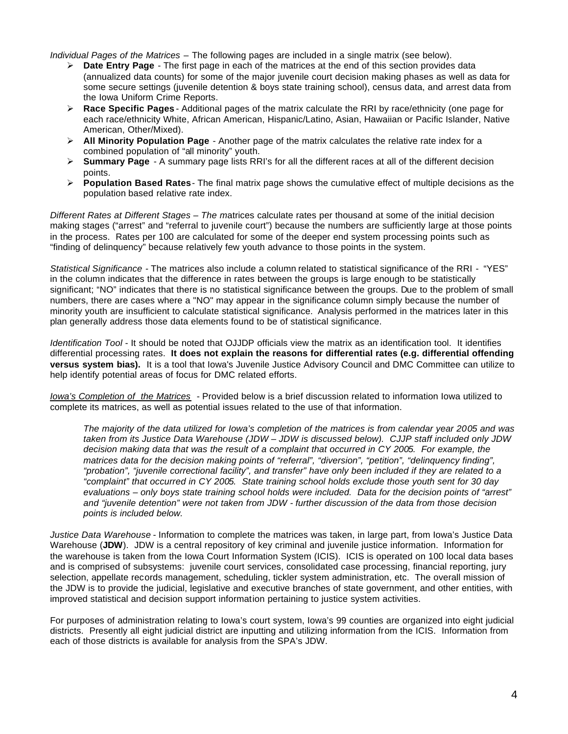*Individual Pages of the Matrices* – The following pages are included in a single matrix (see below).

- **Date Entry Page** - The first page in each of the matrices at the end of this section provides data (annualized data counts) for some of the major juvenile court decision making phases as well as data for some secure settings (juvenile detention & boys state training school), census data, and arrest data from the Iowa Uniform Crime Reports.
- **Race Specific Pages** - Additional pages of the matrix calculate the RRI by race/ethnicity (one page for each race/ethnicity White, African American, Hispanic/Latino, Asian, Hawaiian or Pacific Islander, Native American, Other/Mixed).
- **All Minority Population Page** - Another page of the matrix calculates the relative rate index for a combined population of "all minority" youth.
- **Summary Page** - A summary page lists RRI's for all the different races at all of the different decision points.
- **Population Based Rates** - The final matrix page shows the cumulative effect of multiple decisions as the population based relative rate index.

*Different Rates at Different Stages – The m*atrices calculate rates per thousand at some of the initial decision making stages ("arrest" and "referral to juvenile court") because the numbers are sufficiently large at those points in the process. Rates per 100 are calculated for some of the deeper end system processing points such as "finding of delinquency" because relatively few youth advance to those points in the system.

*Statistical Significance* - The matrices also include a column related to statistical significance of the RRI - "YES" in the column indicates that the difference in rates between the groups is large enough to be statistically significant; "NO" indicates that there is no statistical significance between the groups. Due to the problem of small numbers, there are cases where a "NO" may appear in the significance column simply because the number of minority youth are insufficient to calculate statistical significance. Analysis performed in the matrices later in this plan generally address those data elements found to be of statistical significance.

*Identification Tool* - It should be noted that OJJDP officials view the matrix as an identification tool. It identifies differential processing rates. **It does not explain the reasons for differential rates (e.g. differential offending versus system bias).** It is a tool that Iowa's Juvenile Justice Advisory Council and DMC Committee can utilize to help identify potential areas of focus for DMC related efforts.

*<u>Iowa's Completion of the Matrices</u>* - Provided below is a brief discussion related to information Iowa utilized to complete its matrices, as well as potential issues related to the use of that information.

> *The majority of the data utilized for Iowa's completion of the matrices is from calendar year 2005 and was taken from its Justice Data Warehouse (JDW – JDW is discussed below). CJJP staff included only JDW decision making data that was the result of a complaint that occurred in CY 2005. For example, the matrices data for the decision making points of "referral", "diversion", "petition", "delinquency finding", "probation", "juvenile correctional facility", and transfer" have only been included if they are related to a "complaint" that occurred in CY 2005. State training school holds exclude those youth sent for 30 day evaluations – only boys state training school holds were included. Data for the decision points of "arrest" and "juvenile detention" were not taken from JDW - further discussion of the data from those decision points is included below.*

*Justice Data Warehouse* - Information to complete the matrices was taken, in large part, from Iowa's Justice Data Warehouse (**JDW**). JDW is a central repository of key criminal and juvenile justice information. Information for the warehouse is taken from the Iowa Court Information System (ICIS). ICIS is operated on 100 local data bases and is comprised of subsystems: juvenile court services, consolidated case processing, financial reporting, jury selection, appellate records management, scheduling, tickler system administration, etc. The overall mission of the JDW is to provide the judicial, legislative and executive branches of state government, and other entities, with improved statistical and decision support information pertaining to justice system activities.

For purposes of administration relating to Iowa's court system, Iowa's 99 counties are organized into eight judicial districts. Presently all eight judicial district are inputting and utilizing information from the ICIS. Information from each of those districts is available for analysis from the SPA's JDW.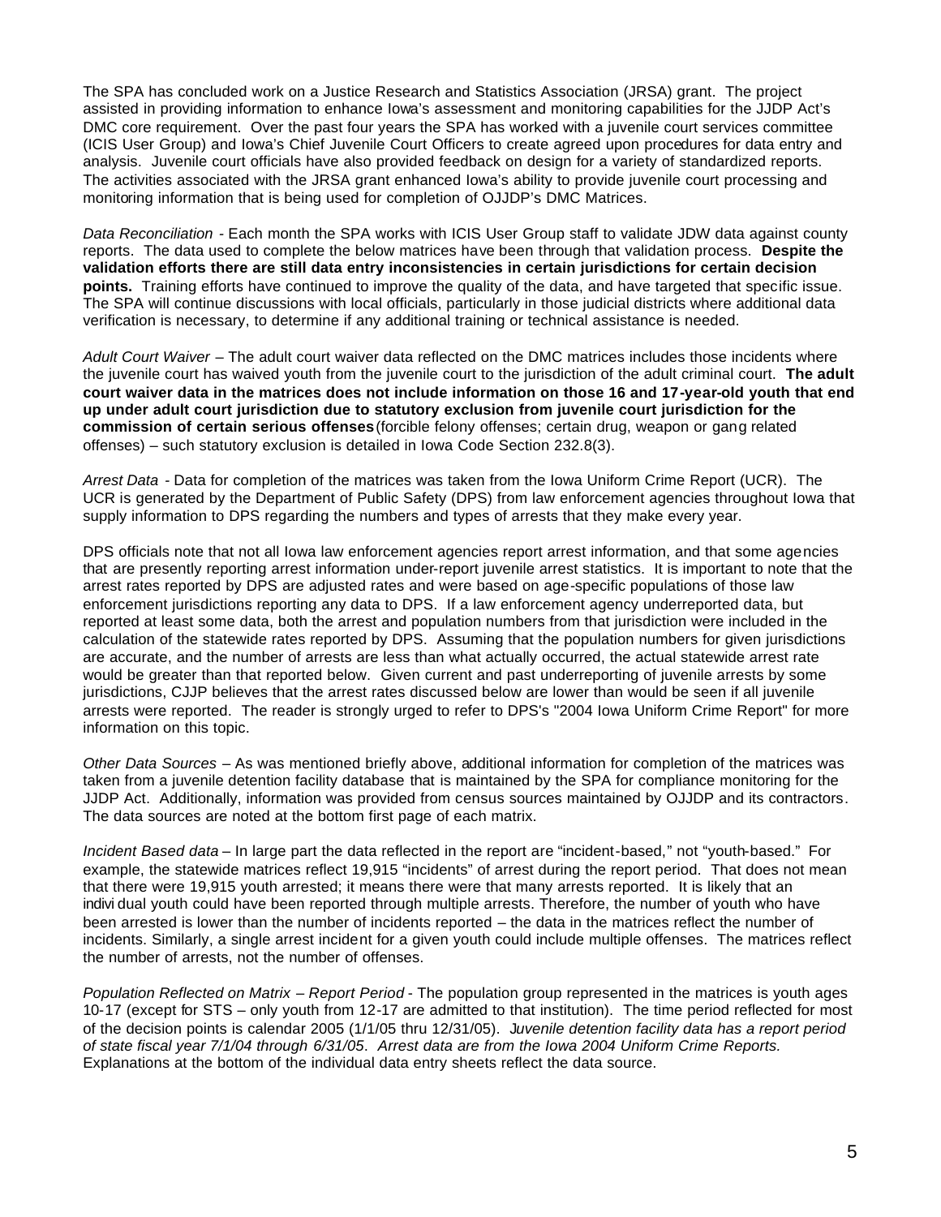The SPA has concluded work on a Justice Research and Statistics Association (JRSA) grant. The project assisted in providing information to enhance Iowa's assessment and monitoring capabilities for the JJDP Act's DMC core requirement. Over the past four years the SPA has worked with a juvenile court services committee (ICIS User Group) and Iowa's Chief Juvenile Court Officers to create agreed upon procedures for data entry and analysis. Juvenile court officials have also provided feedback on design for a variety of standardized reports. The activities associated with the JRSA grant enhanced Iowa's ability to provide juvenile court processing and monitoring information that is being used for completion of OJJDP's DMC Matrices.

*Data Reconciliation* - Each month the SPA works with ICIS User Group staff to validate JDW data against county reports. The data used to complete the below matrices have been through that validation process. **Despite the validation efforts there are still data entry inconsistencies in certain jurisdictions for certain decision points.** Training efforts have continued to improve the quality of the data, and have targeted that specific issue. The SPA will continue discussions with local officials, particularly in those judicial districts where additional data verification is necessary, to determine if any additional training or technical assistance is needed.

*Adult Court Waiver* – The adult court waiver data reflected on the DMC matrices includes those incidents where the juvenile court has waived youth from the juvenile court to the jurisdiction of the adult criminal court. **The adult court waiver data in the matrices does not include information on those 16 and 17-year-old youth that end up under adult court jurisdiction due to statutory exclusion from juvenile court jurisdiction for the commission of certain serious offenses** (forcible felony offenses; certain drug, weapon or gang related offenses) – such statutory exclusion is detailed in Iowa Code Section 232.8(3).

*Arrest Data* - Data for completion of the matrices was taken from the Iowa Uniform Crime Report (UCR). The UCR is generated by the Department of Public Safety (DPS) from law enforcement agencies throughout Iowa that supply information to DPS regarding the numbers and types of arrests that they make every year.

DPS officials note that not all Iowa law enforcement agencies report arrest information, and that some agencies that are presently reporting arrest information under-report juvenile arrest statistics. It is important to note that the arrest rates reported by DPS are adjusted rates and were based on age-specific populations of those law enforcement jurisdictions reporting any data to DPS. If a law enforcement agency underreported data, but reported at least some data, both the arrest and population numbers from that jurisdiction were included in the calculation of the statewide rates reported by DPS. Assuming that the population numbers for given jurisdictions are accurate, and the number of arrests are less than what actually occurred, the actual statewide arrest rate would be greater than that reported below. Given current and past underreporting of juvenile arrests by some jurisdictions, CJJP believes that the arrest rates discussed below are lower than would be seen if all juvenile arrests were reported. The reader is strongly urged to refer to DPS's "2004 Iowa Uniform Crime Report" for more information on this topic.

*Other Data Sources* – As was mentioned briefly above, additional information for completion of the matrices was taken from a juvenile detention facility database that is maintained by the SPA for compliance monitoring for the JJDP Act. Additionally, information was provided from census sources maintained by OJJDP and its contractors. The data sources are noted at the bottom first page of each matrix.

*Incident Based data* – In large part the data reflected in the report are "incident-based," not "youth-based." For example, the statewide matrices reflect 19,915 "incidents" of arrest during the report period. That does not mean that there were 19,915 youth arrested; it means there were that many arrests reported. It is likely that an individual youth could have been reported through multiple arrests. Therefore, the number of youth who have been arrested is lower than the number of incidents reported – the data in the matrices reflect the number of incidents. Similarly, a single arrest incident for a given youth could include multiple offenses. The matrices reflect the number of arrests, not the number of offenses.

*Population Reflected on Matrix – Report Period* - The population group represented in the matrices is youth ages 10-17 (except for STS – only youth from 12-17 are admitted to that institution). The time period reflected for most of the decision points is calendar 2005 (1/1/05 thru 12/31/05). *Juvenile detention facility data has a report period of state fiscal year 7/1/04 through 6/31/05. Arrest data are from the Iowa 2004 Uniform Crime Reports.* Explanations at the bottom of the individual data entry sheets reflect the data source.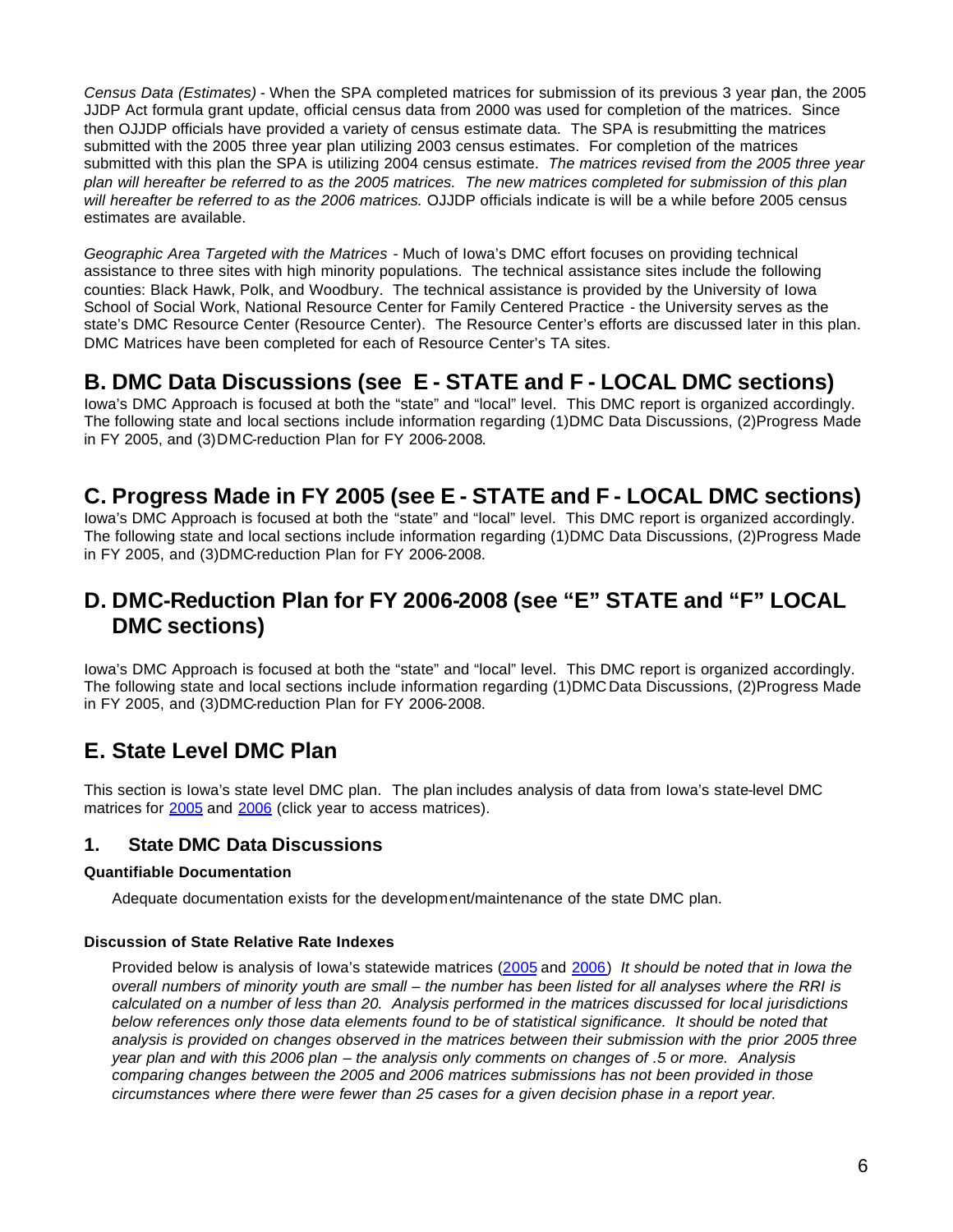*Census Data (Estimates)* - When the SPA completed matrices for submission of its previous 3 year plan, the 2005 JJDP Act formula grant update, official census data from 2000 was used for completion of the matrices. Since then OJJDP officials have provided a variety of census estimate data. The SPA is resubmitting the matrices submitted with the 2005 three year plan utilizing 2003 census estimates. For completion of the matrices submitted with this plan the SPA is utilizing 2004 census estimate. *The matrices revised from the 2005 three year plan will hereafter be referred to as the 2005 matrices. The new matrices completed for submission of this plan will hereafter be referred to as the 2006 matrices.* OJJDP officials indicate is will be a while before 2005 census estimates are available.

*Geographic Area Targeted with the Matrices* - Much of Iowa's DMC effort focuses on providing technical assistance to three sites with high minority populations. The technical assistance sites include the following counties: Black Hawk, Polk, and Woodbury. The technical assistance is provided by the University of Iowa School of Social Work, National Resource Center for Family Centered Practice - the University serves as the state's DMC Resource Center (Resource Center). The Resource Center's efforts are discussed later in this plan. DMC Matrices have been completed for each of Resource Center's TA sites.

## B. DMC Data Discussions (see E - STATE and F - LOCAL DMC sections)

Iowa's DMC Approach is focused at both the "state" and "local" level. This DMC report is organized accordingly. The following state and local sections include information regarding (1)DMC Data Discussions, (2)Progress Made in FY 2005, and (3)DMC-reduction Plan for FY 2006-2008.

## C. Progress Made in FY 2005 (see E - STATE and F - LOCAL DMC sections)

Iowa's DMC Approach is focused at both the "state" and "local" level. This DMC report is organized accordingly. The following state and local sections include information regarding (1)DMC Data Discussions, (2)Progress Made in FY 2005, and (3)DMC-reduction Plan for FY 2006-2008.

## D. DMC-Reduction Plan for FY 2006-2008 (see "E" STATE and "F" LOCAL DMC sections)

Iowa's DMC Approach is focused at both the "state" and "local" level. This DMC report is organized accordingly. The following state and local sections include information regarding (1)DMC Data Discussions, (2)Progress Made in FY 2005, and (3)DMC-reduction Plan for FY 2006-2008.

## E. State Level DMC Plan

This section is Iowa's state level DMC plan. The plan includes analysis of data from Iowa's state-level DMC matrices for 2005 and 2006 (click year to access matrices).

### 1. State DMC Data Discussions

**Quantifiable Documentation**

Adequate documentation exists for the development/maintenance of the state DMC plan.

**Discussion of State Relative Rate Indexes**

Provided below is analysis of Iowa's statewide matrices (2005 and 2006) *It should be noted that in Iowa the overall numbers of minority youth are small – the number has been listed for all analyses where the RRI is calculated on a number of less than 20. Analysis performed in the matrices discussed for local jurisdictions below references only those data elements found to be of statistical significance. It should be noted that analysis is provided on changes observed in the matrices between their submission with the prior 2005 three year plan and with this 2006 plan – the analysis only comments on changes of .5 or more. Analysis comparing changes between the 2005 and 2006 matrices submissions has not been provided in those circumstances where there were fewer than 25 cases for a given decision phase in a report year.*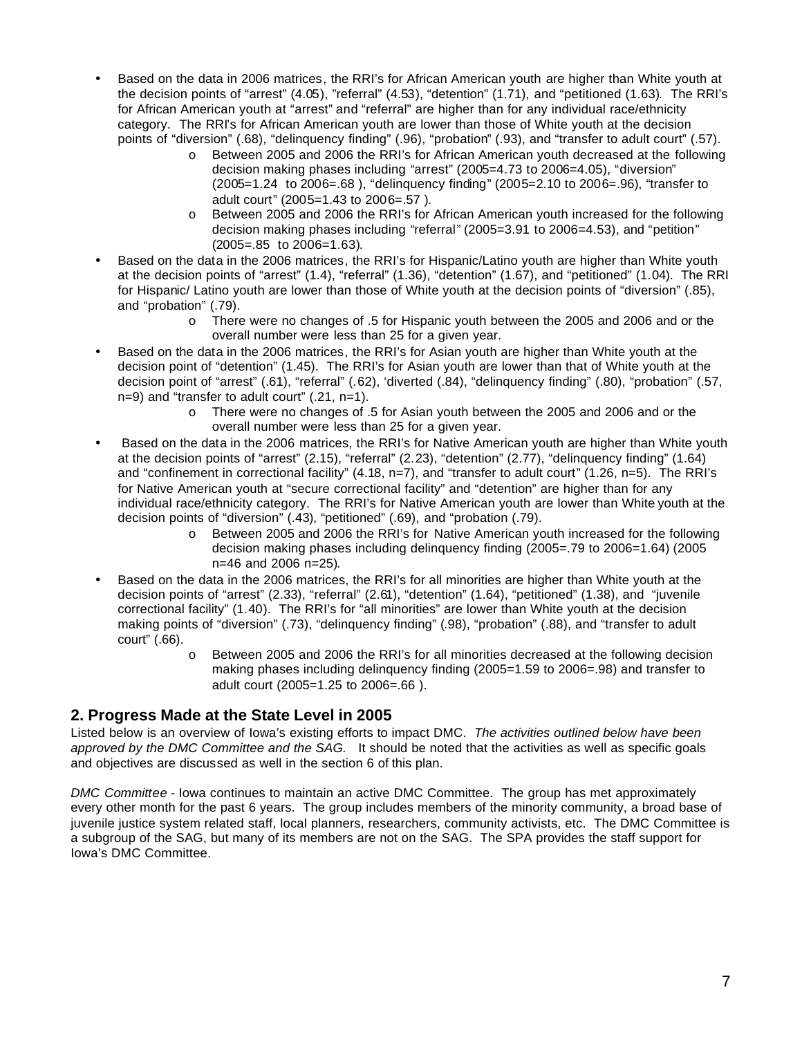- Based on the data in 2006 matrices, the RRI's for African American youth are higher than White youth at the decision points of "arrest" (4.05), "referral" (4.53), "detention" (1.71), and "petitioned (1.63). The RRI's for African American youth at "arrest" and "referral" are higher than for any individual race/ethnicity category. The RRI's for African American youth are lower than those of White youth at the decision points of "diversion" (.68), "delinquency finding" (.96), "probation" (.93), and "transfer to adult court" (.57).
  - Between 2005 and 2006 the RRI's for African American youth decreased at the following decision making phases including "arrest" (2005=4.73 to 2006=4.05), "diversion" (2005=1.24 to 2006=.68 ), "delinquency finding" (2005=2.10 to 2006=.96), "transfer to adult court" (2005=1.43 to 2006=.57 ).
  - Between 2005 and 2006 the RRI's for African American youth increased for the following decision making phases including "referral" (2005=3.91 to 2006=4.53), and "petition" (2005=.85 to 2006=1.63).
- Based on the data in the 2006 matrices, the RRI's for Hispanic/Latino youth are higher than White youth at the decision points of "arrest" (1.4), "referral" (1.36), "detention" (1.67), and "petitioned" (1.04). The RRI for Hispanic/ Latino youth are lower than those of White youth at the decision points of "diversion" (.85), and "probation" (.79).
  - There were no changes of .5 for Hispanic youth between the 2005 and 2006 and or the overall number were less than 25 for a given year.
- Based on the data in the 2006 matrices, the RRI's for Asian youth are higher than White youth at the decision point of "detention" (1.45). The RRI's for Asian youth are lower than that of White youth at the decision point of "arrest" (.61), "referral" (.62), 'diverted (.84), "delinquency finding" (.80), "probation" (.57, n=9) and "transfer to adult court" (.21, n=1).
  - There were no changes of .5 for Asian youth between the 2005 and 2006 and or the overall number were less than 25 for a given year.
- Based on the data in the 2006 matrices, the RRI's for Native American youth are higher than White youth at the decision points of "arrest" (2.15), "referral" (2.23), "detention" (2.77), "delinquency finding" (1.64) and "confinement in correctional facility" (4.18, n=7), and "transfer to adult court" (1.26, n=5). The RRI's for Native American youth at "secure correctional facility" and "detention" are higher than for any individual race/ethnicity category. The RRI's for Native American youth are lower than White youth at the decision points of "diversion" (.43), "petitioned" (.69), and "probation (.79).
  - Between 2005 and 2006 the RRI's for Native American youth increased for the following decision making phases including delinquency finding (2005=.79 to 2006=1.64) (2005 n=46 and 2006 n=25).
- Based on the data in the 2006 matrices, the RRI's for all minorities are higher than White youth at the decision points of "arrest" (2.33), "referral" (2.61), "detention" (1.64), "petitioned" (1.38), and "juvenile correctional facility" (1.40). The RRI's for "all minorities" are lower than White youth at the decision making points of "diversion" (.73), "delinquency finding" (.98), "probation" (.88), and "transfer to adult court" (.66).
  - Between 2005 and 2006 the RRI's for all minorities decreased at the following decision making phases including delinquency finding (2005=1.59 to 2006=.98) and transfer to adult court (2005=1.25 to 2006=.66 ).

## 2. Progress Made at the State Level in 2005

Listed below is an overview of Iowa's existing efforts to impact DMC. *The activities outlined below have been approved by the DMC Committee and the SAG.* It should be noted that the activities as well as specific goals and objectives are discussed as well in the section 6 of this plan.

*DMC Committee* - Iowa continues to maintain an active DMC Committee. The group has met approximately every other month for the past 6 years. The group includes members of the minority community, a broad base of juvenile justice system related staff, local planners, researchers, community activists, etc. The DMC Committee is a subgroup of the SAG, but many of its members are not on the SAG. The SPA provides the staff support for Iowa's DMC Committee.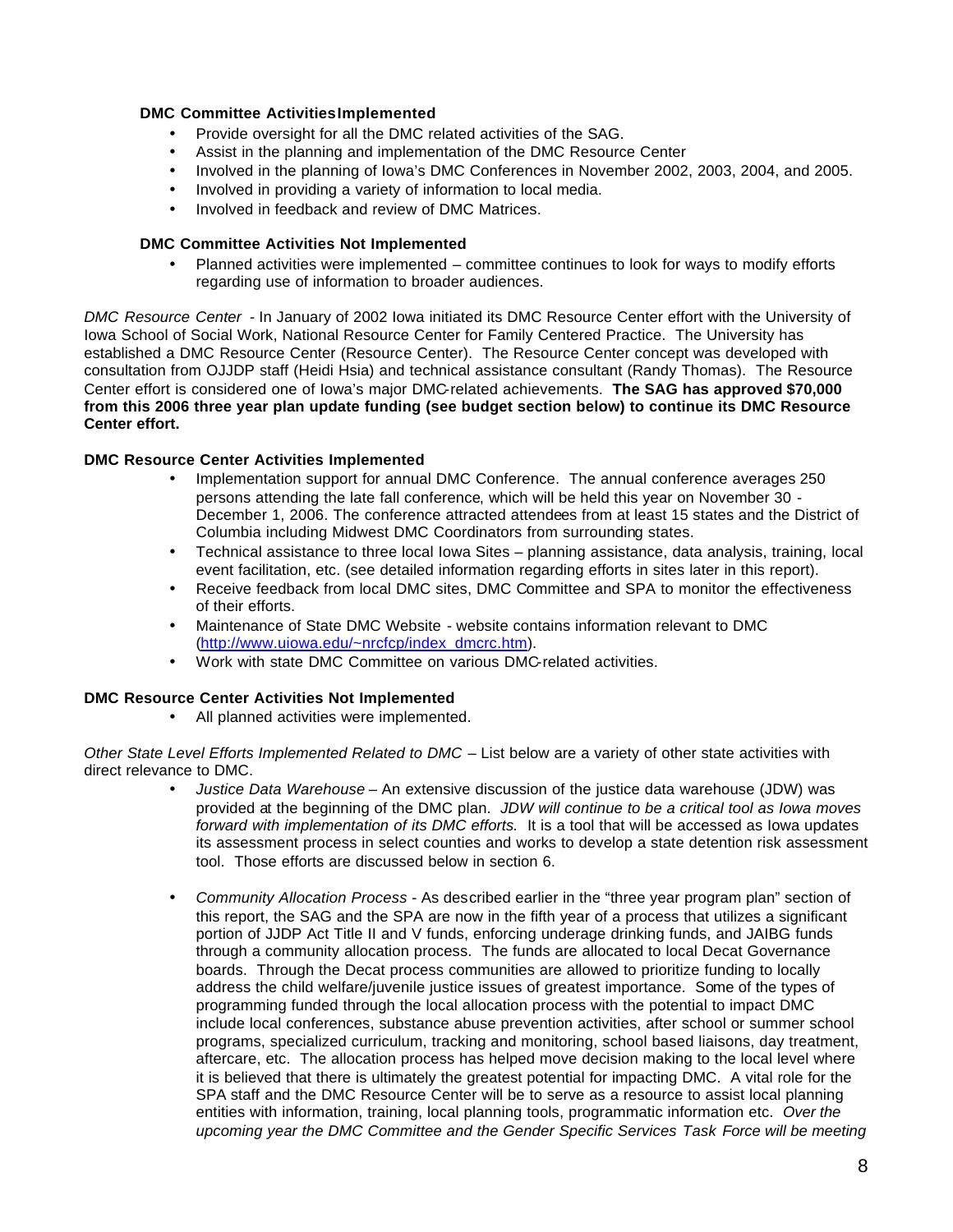**DMC Committee Activities Implemented**

- Provide oversight for all the DMC related activities of the SAG.
- Assist in the planning and implementation of the DMC Resource Center
- Involved in the planning of Iowa's DMC Conferences in November 2002, 2003, 2004, and 2005.
- Involved in providing a variety of information to local media.
- Involved in feedback and review of DMC Matrices.

**DMC Committee Activities Not Implemented**

- Planned activities were implemented – committee continues to look for ways to modify efforts regarding use of information to broader audiences.

*DMC Resource Center* - In January of 2002 Iowa initiated its DMC Resource Center effort with the University of Iowa School of Social Work, National Resource Center for Family Centered Practice. The University has established a DMC Resource Center (Resource Center). The Resource Center concept was developed with consultation from OJJDP staff (Heidi Hsia) and technical assistance consultant (Randy Thomas). The Resource Center effort is considered one of Iowa's major DMC-related achievements. **The SAG has approved $70,000 from this 2006 three year plan update funding (see budget section below) to continue its DMC Resource Center effort.**

**DMC Resource Center Activities Implemented**

- Implementation support for annual DMC Conference. The annual conference averages 250 persons attending the late fall conference, which will be held this year on November 30 - December 1, 2006. The conference attracted attendees from at least 15 states and the District of Columbia including Midwest DMC Coordinators from surrounding states.
- Technical assistance to three local Iowa Sites – planning assistance, data analysis, training, local event facilitation, etc. (see detailed information regarding efforts in sites later in this report).
- Receive feedback from local DMC sites, DMC Committee and SPA to monitor the effectiveness of their efforts.
- Maintenance of State DMC Website - website contains information relevant to DMC (http://www.uiowa.edu/~nrcfcp/index_dmcrc.htm).
- Work with state DMC Committee on various DMC-related activities.

**DMC Resource Center Activities Not Implemented**

- All planned activities were implemented.

*Other State Level Efforts Implemented Related to DMC* – List below are a variety of other state activities with direct relevance to DMC.

- *Justice Data Warehouse* – An extensive discussion of the justice data warehouse (JDW) was provided at the beginning of the DMC plan. *JDW will continue to be a critical tool as Iowa moves forward with implementation of its DMC efforts.* It is a tool that will be accessed as Iowa updates its assessment process in select counties and works to develop a state detention risk assessment tool. Those efforts are discussed below in section 6.

- *Community Allocation Process* - As described earlier in the "three year program plan" section of this report, the SAG and the SPA are now in the fifth year of a process that utilizes a significant portion of JJDP Act Title II and V funds, enforcing underage drinking funds, and JAIBG funds through a community allocation process. The funds are allocated to local Decat Governance boards. Through the Decat process communities are allowed to prioritize funding to locally address the child welfare/juvenile justice issues of greatest importance. Some of the types of programming funded through the local allocation process with the potential to impact DMC include local conferences, substance abuse prevention activities, after school or summer school programs, specialized curriculum, tracking and monitoring, school based liaisons, day treatment, aftercare, etc. The allocation process has helped move decision making to the local level where it is believed that there is ultimately the greatest potential for impacting DMC. A vital role for the SPA staff and the DMC Resource Center will be to serve as a resource to assist local planning entities with information, training, local planning tools, programmatic information etc. *Over the upcoming year the DMC Committee and the Gender Specific Services Task Force will be meeting*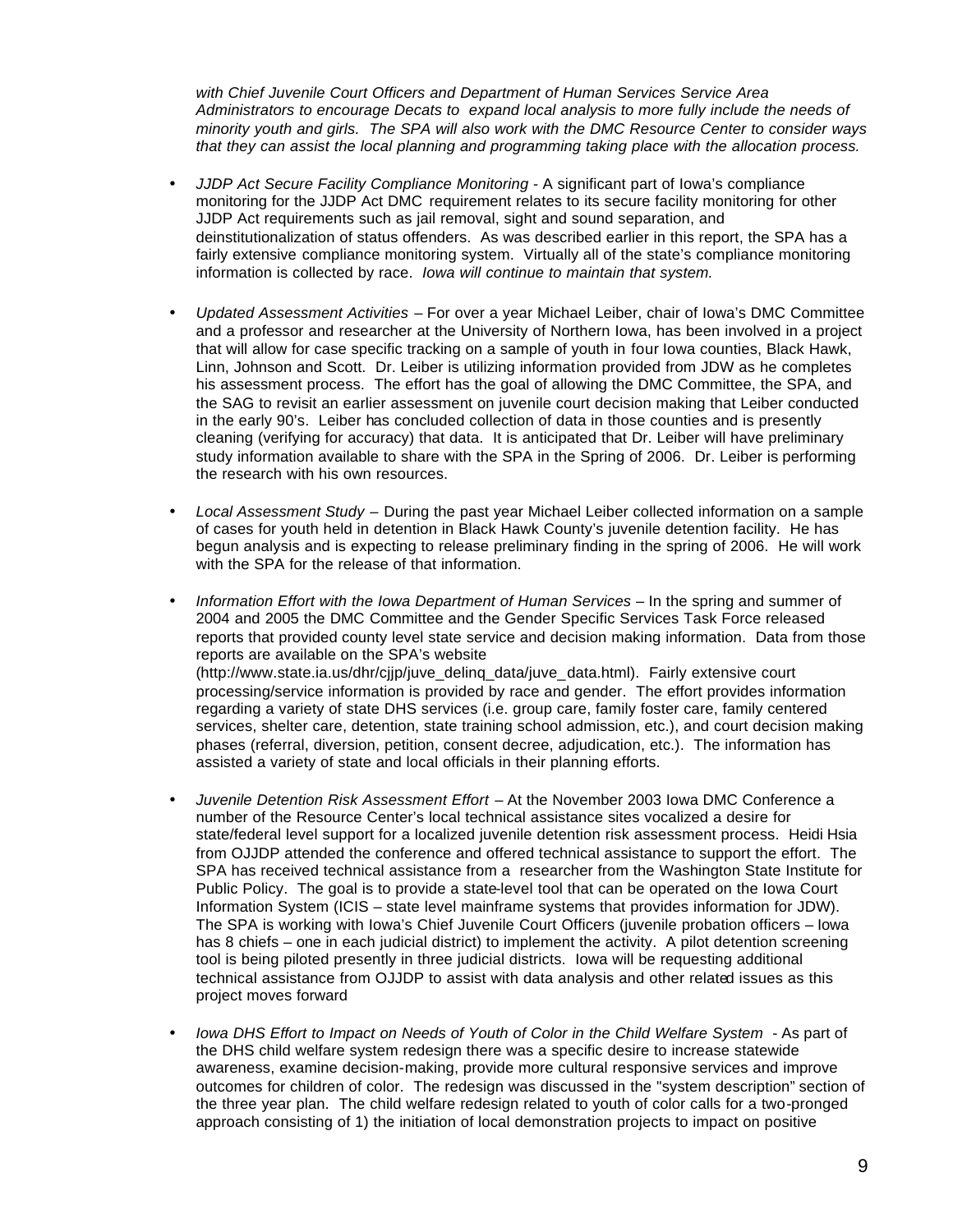*with Chief Juvenile Court Officers and Department of Human Services Service Area Administrators to encourage Decats to expand local analysis to more fully include the needs of minority youth and girls. The SPA will also work with the DMC Resource Center to consider ways that they can assist the local planning and programming taking place with the allocation process.*

- *JJDP Act Secure Facility Compliance Monitoring* - A significant part of Iowa's compliance monitoring for the JJDP Act DMC requirement relates to its secure facility monitoring for other JJDP Act requirements such as jail removal, sight and sound separation, and deinstitutionalization of status offenders. As was described earlier in this report, the SPA has a fairly extensive compliance monitoring system. Virtually all of the state's compliance monitoring information is collected by race. *Iowa will continue to maintain that system.*

- *Updated Assessment Activities* – For over a year Michael Leiber, chair of Iowa's DMC Committee and a professor and researcher at the University of Northern Iowa, has been involved in a project that will allow for case specific tracking on a sample of youth in four Iowa counties, Black Hawk, Linn, Johnson and Scott. Dr. Leiber is utilizing information provided from JDW as he completes his assessment process. The effort has the goal of allowing the DMC Committee, the SPA, and the SAG to revisit an earlier assessment on juvenile court decision making that Leiber conducted in the early 90's. Leiber has concluded collection of data in those counties and is presently cleaning (verifying for accuracy) that data. It is anticipated that Dr. Leiber will have preliminary study information available to share with the SPA in the Spring of 2006. Dr. Leiber is performing the research with his own resources.

- *Local Assessment Study* – During the past year Michael Leiber collected information on a sample of cases for youth held in detention in Black Hawk County's juvenile detention facility. He has begun analysis and is expecting to release preliminary finding in the spring of 2006. He will work with the SPA for the release of that information.

- *Information Effort with the Iowa Department of Human Services* – In the spring and summer of 2004 and 2005 the DMC Committee and the Gender Specific Services Task Force released reports that provided county level state service and decision making information. Data from those reports are available on the SPA's website (http://www.state.ia.us/dhr/cjjp/juve_delinq_data/juve_data.html). Fairly extensive court processing/service information is provided by race and gender. The effort provides information regarding a variety of state DHS services (i.e. group care, family foster care, family centered services, shelter care, detention, state training school admission, etc.), and court decision making phases (referral, diversion, petition, consent decree, adjudication, etc.). The information has assisted a variety of state and local officials in their planning efforts.

- *Juvenile Detention Risk Assessment Effort* – At the November 2003 Iowa DMC Conference a number of the Resource Center's local technical assistance sites vocalized a desire for state/federal level support for a localized juvenile detention risk assessment process. Heidi Hsia from OJJDP attended the conference and offered technical assistance to support the effort. The SPA has received technical assistance from a researcher from the Washington State Institute for Public Policy. The goal is to provide a state-level tool that can be operated on the Iowa Court Information System (ICIS – state level mainframe systems that provides information for JDW). The SPA is working with Iowa's Chief Juvenile Court Officers (juvenile probation officers – Iowa has 8 chiefs – one in each judicial district) to implement the activity. A pilot detention screening tool is being piloted presently in three judicial districts. Iowa will be requesting additional technical assistance from OJJDP to assist with data analysis and other related issues as this project moves forward

- *Iowa DHS Effort to Impact on Needs of Youth of Color in the Child Welfare System* - As part of the DHS child welfare system redesign there was a specific desire to increase statewide awareness, examine decision-making, provide more cultural responsive services and improve outcomes for children of color. The redesign was discussed in the "system description" section of the three year plan. The child welfare redesign related to youth of color calls for a two-pronged approach consisting of 1) the initiation of local demonstration projects to impact on positive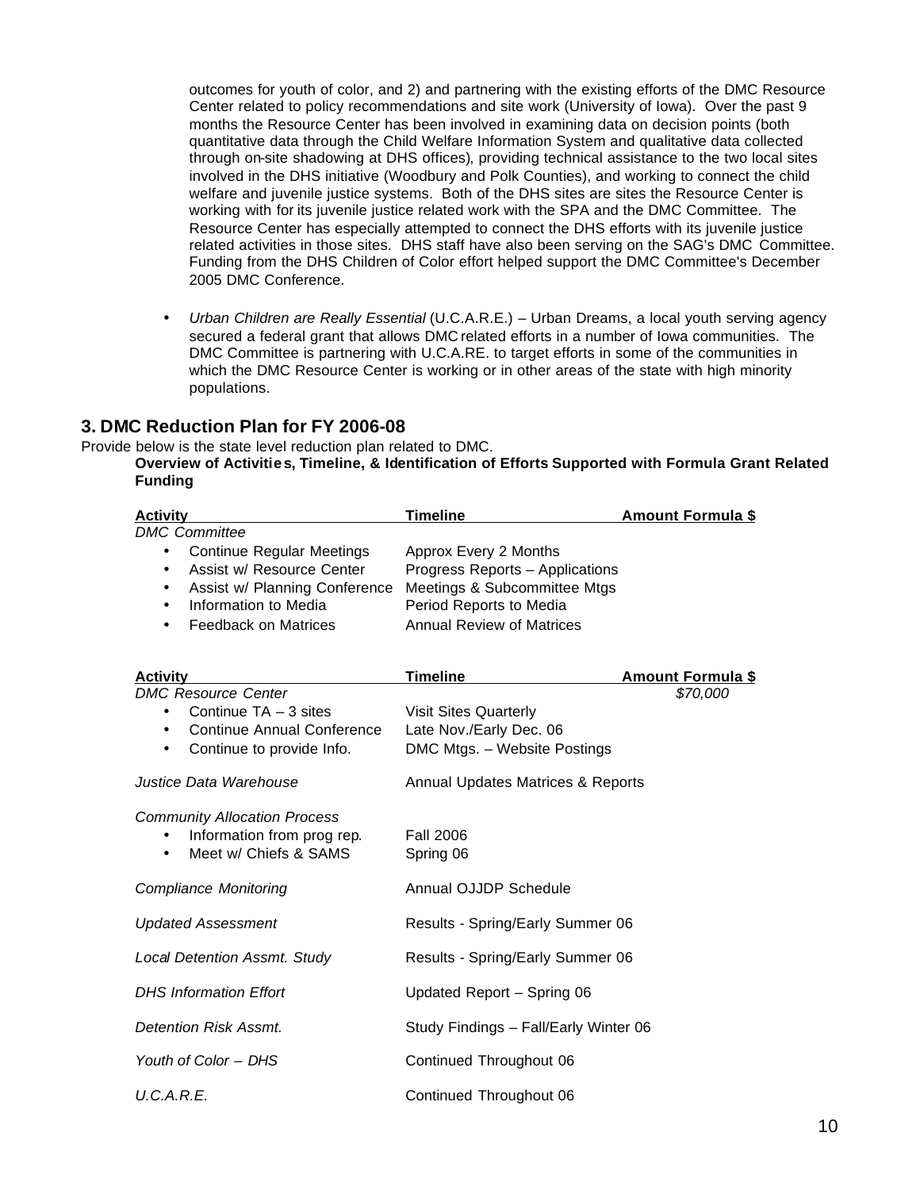outcomes for youth of color, and 2) and partnering with the existing efforts of the DMC Resource Center related to policy recommendations and site work (University of Iowa). Over the past 9 months the Resource Center has been involved in examining data on decision points (both quantitative data through the Child Welfare Information System and qualitative data collected through on-site shadowing at DHS offices), providing technical assistance to the two local sites involved in the DHS initiative (Woodbury and Polk Counties), and working to connect the child welfare and juvenile justice systems. Both of the DHS sites are sites the Resource Center is working with for its juvenile justice related work with the SPA and the DMC Committee. The Resource Center has especially attempted to connect the DHS efforts with its juvenile justice related activities in those sites. DHS staff have also been serving on the SAG's DMC Committee. Funding from the DHS Children of Color effort helped support the DMC Committee's December 2005 DMC Conference.

- *Urban Children are Really Essential* (U.C.A.R.E.) – Urban Dreams, a local youth serving agency secured a federal grant that allows DMC related efforts in a number of Iowa communities. The DMC Committee is partnering with U.C.A.RE. to target efforts in some of the communities in which the DMC Resource Center is working or in other areas of the state with high minority populations.

## 3. DMC Reduction Plan for FY 2006-08

Provide below is the state level reduction plan related to DMC.

**Overview of Activities, Timeline, & Identification of Efforts Supported with Formula Grant Related Funding**

| Activity | Timeline | Amount Formula $ |
|---|---|---|
| *DMC Committee* | | |
| • Continue Regular Meetings | Approx Every 2 Months | |
| • Assist w/ Resource Center | Progress Reports – Applications | |
| • Assist w/ Planning Conference | Meetings & Subcommittee Mtgs | |
| • Information to Media | Period Reports to Media | |
| • Feedback on Matrices | Annual Review of Matrices | |

| Activity | Timeline | Amount Formula $ |
|---|---|---|
| *DMC Resource Center* | | *$70,000* |
| • Continue TA – 3 sites | Visit Sites Quarterly | |
| • Continue Annual Conference | Late Nov./Early Dec. 06 | |
| • Continue to provide Info. | DMC Mtgs. – Website Postings | |
| *Justice Data Warehouse* | Annual Updates Matrices & Reports | |
| *Community Allocation Process* | | |
| • Information from prog rep. | Fall 2006 | |
| • Meet w/ Chiefs & SAMS | Spring 06 | |
| *Compliance Monitoring* | Annual OJJDP Schedule | |
| *Updated Assessment* | Results - Spring/Early Summer 06 | |
| *Local Detention Assmt. Study* | Results - Spring/Early Summer 06 | |
| *DHS Information Effort* | Updated Report – Spring 06 | |
| *Detention Risk Assmt.* | Study Findings – Fall/Early Winter 06 | |
| *Youth of Color – DHS* | Continued Throughout 06 | |
| *U.C.A.R.E.* | Continued Throughout 06 | |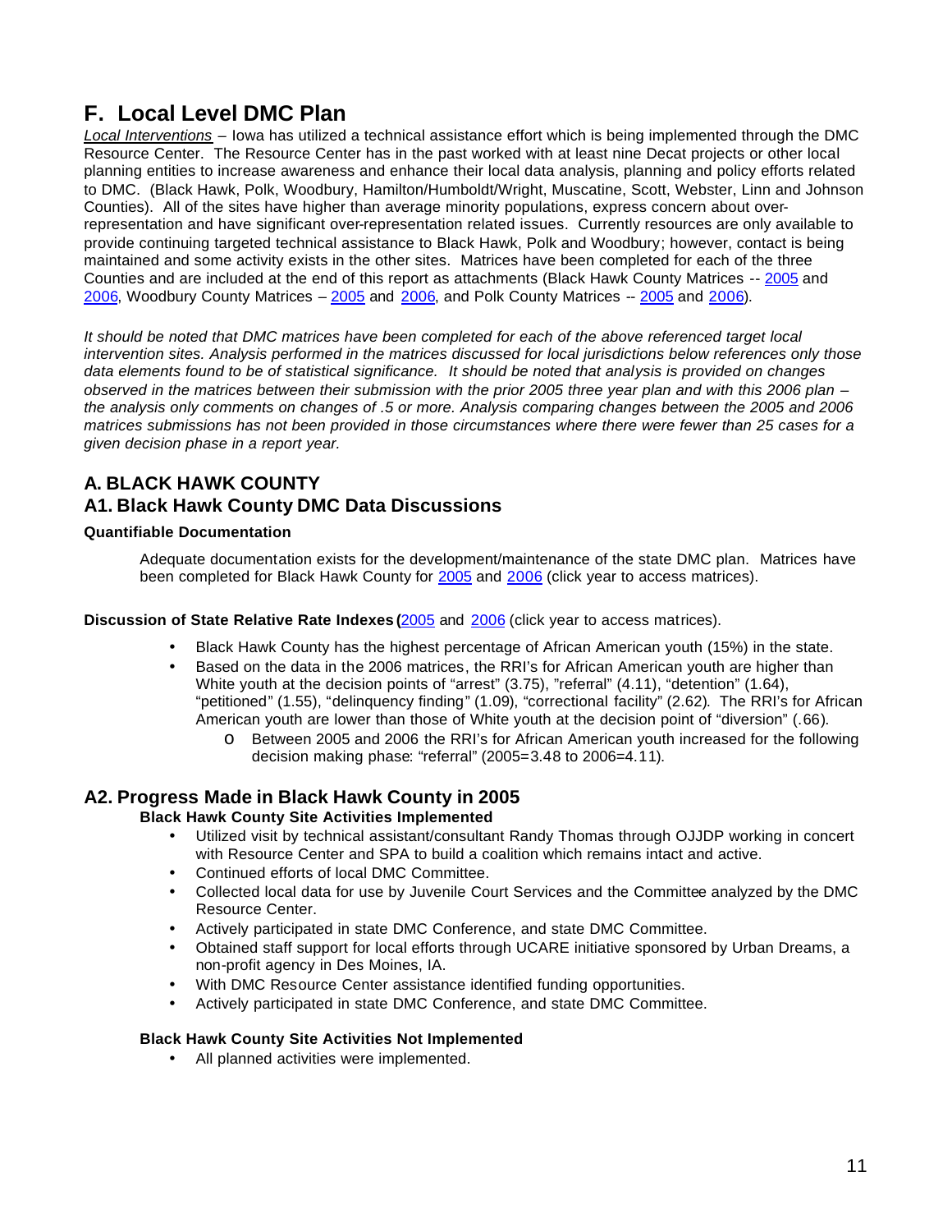# F. Local Level DMC Plan

*Local Interventions* – Iowa has utilized a technical assistance effort which is being implemented through the DMC Resource Center. The Resource Center has in the past worked with at least nine Decat projects or other local planning entities to increase awareness and enhance their local data analysis, planning and policy efforts related to DMC. (Black Hawk, Polk, Woodbury, Hamilton/Humboldt/Wright, Muscatine, Scott, Webster, Linn and Johnson Counties). All of the sites have higher than average minority populations, express concern about over-representation and have significant over-representation related issues. Currently resources are only available to provide continuing targeted technical assistance to Black Hawk, Polk and Woodbury; however, contact is being maintained and some activity exists in the other sites. Matrices have been completed for each of the three Counties and are included at the end of this report as attachments (Black Hawk County Matrices -- 2005 and 2006, Woodbury County Matrices – 2005 and 2006, and Polk County Matrices -- 2005 and 2006).

*It should be noted that DMC matrices have been completed for each of the above referenced target local intervention sites. Analysis performed in the matrices discussed for local jurisdictions below references only those data elements found to be of statistical significance. It should be noted that analysis is provided on changes observed in the matrices between their submission with the prior 2005 three year plan and with this 2006 plan – the analysis only comments on changes of .5 or more. Analysis comparing changes between the 2005 and 2006 matrices submissions has not been provided in those circumstances where there were fewer than 25 cases for a given decision phase in a report year.*

## A. BLACK HAWK COUNTY

## A1. Black Hawk County DMC Data Discussions

**Quantifiable Documentation**

Adequate documentation exists for the development/maintenance of the state DMC plan. Matrices have been completed for Black Hawk County for 2005 and 2006 (click year to access matrices).

**Discussion of State Relative Rate Indexes (**2005 and 2006 (click year to access matrices).

- Black Hawk County has the highest percentage of African American youth (15%) in the state.
- Based on the data in the 2006 matrices, the RRI's for African American youth are higher than White youth at the decision points of "arrest" (3.75), "referral" (4.11), "detention" (1.64), "petitioned" (1.55), "delinquency finding" (1.09), "correctional facility" (2.62). The RRI's for African American youth are lower than those of White youth at the decision point of "diversion" (.66).
  - Between 2005 and 2006 the RRI's for African American youth increased for the following decision making phase: "referral" (2005=3.48 to 2006=4.11).

## A2. Progress Made in Black Hawk County in 2005

**Black Hawk County Site Activities Implemented**

- Utilized visit by technical assistant/consultant Randy Thomas through OJJDP working in concert with Resource Center and SPA to build a coalition which remains intact and active.
- Continued efforts of local DMC Committee.
- Collected local data for use by Juvenile Court Services and the Committee analyzed by the DMC Resource Center.
- Actively participated in state DMC Conference, and state DMC Committee.
- Obtained staff support for local efforts through UCARE initiative sponsored by Urban Dreams, a non-profit agency in Des Moines, IA.
- With DMC Resource Center assistance identified funding opportunities.
- Actively participated in state DMC Conference, and state DMC Committee.

**Black Hawk County Site Activities Not Implemented**

- All planned activities were implemented.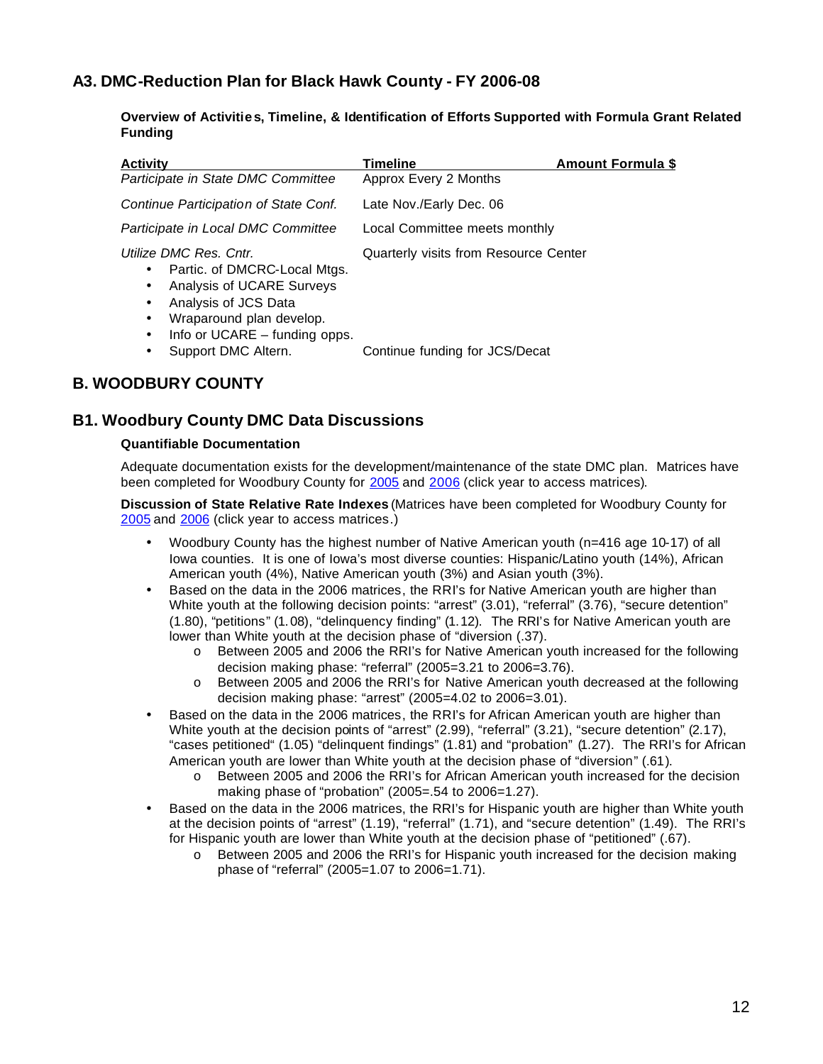## A3. DMC-Reduction Plan for Black Hawk County - FY 2006-08

**Overview of Activities, Timeline, & Identification of Efforts Supported with Formula Grant Related Funding**

| Activity | Timeline | Amount Formula $ |
|---|---|---|
| *Participate in State DMC Committee* | Approx Every 2 Months | |
| *Continue Participation of State Conf.* | Late Nov./Early Dec. 06 | |
| *Participate in Local DMC Committee* | Local Committee meets monthly | |
| *Utilize DMC Res. Cntr.*<br>• Partic. of DMCRC-Local Mtgs.<br>• Analysis of UCARE Surveys<br>• Analysis of JCS Data<br>• Wraparound plan develop.<br>• Info or UCARE – funding opps. | Quarterly visits from Resource Center | |
| • Support DMC Altern. | Continue funding for JCS/Decat | |

## B. WOODBURY COUNTY

## B1. Woodbury County DMC Data Discussions

**Quantifiable Documentation**

Adequate documentation exists for the development/maintenance of the state DMC plan. Matrices have been completed for Woodbury County for 2005 and 2006 (click year to access matrices).

**Discussion of State Relative Rate Indexes** (Matrices have been completed for Woodbury County for 2005 and 2006 (click year to access matrices.)

- Woodbury County has the highest number of Native American youth (n=416 age 10-17) of all Iowa counties. It is one of Iowa's most diverse counties: Hispanic/Latino youth (14%), African American youth (4%), Native American youth (3%) and Asian youth (3%).
- Based on the data in the 2006 matrices, the RRI's for Native American youth are higher than White youth at the following decision points: "arrest" (3.01), "referral" (3.76), "secure detention" (1.80), "petitions" (1.08), "delinquency finding" (1.12). The RRI's for Native American youth are lower than White youth at the decision phase of "diversion (.37).
  - Between 2005 and 2006 the RRI's for Native American youth increased for the following decision making phase: "referral" (2005=3.21 to 2006=3.76).
  - Between 2005 and 2006 the RRI's for Native American youth decreased at the following decision making phase: "arrest" (2005=4.02 to 2006=3.01).
- Based on the data in the 2006 matrices, the RRI's for African American youth are higher than White youth at the decision points of "arrest" (2.99), "referral" (3.21), "secure detention" (2.17), "cases petitioned" (1.05) "delinquent findings" (1.81) and "probation" (1.27). The RRI's for African American youth are lower than White youth at the decision phase of "diversion" (.61).
  - Between 2005 and 2006 the RRI's for African American youth increased for the decision making phase of "probation" (2005=.54 to 2006=1.27).
- Based on the data in the 2006 matrices, the RRI's for Hispanic youth are higher than White youth at the decision points of "arrest" (1.19), "referral" (1.71), and "secure detention" (1.49). The RRI's for Hispanic youth are lower than White youth at the decision phase of "petitioned" (.67).
  - Between 2005 and 2006 the RRI's for Hispanic youth increased for the decision making phase of "referral" (2005=1.07 to 2006=1.71).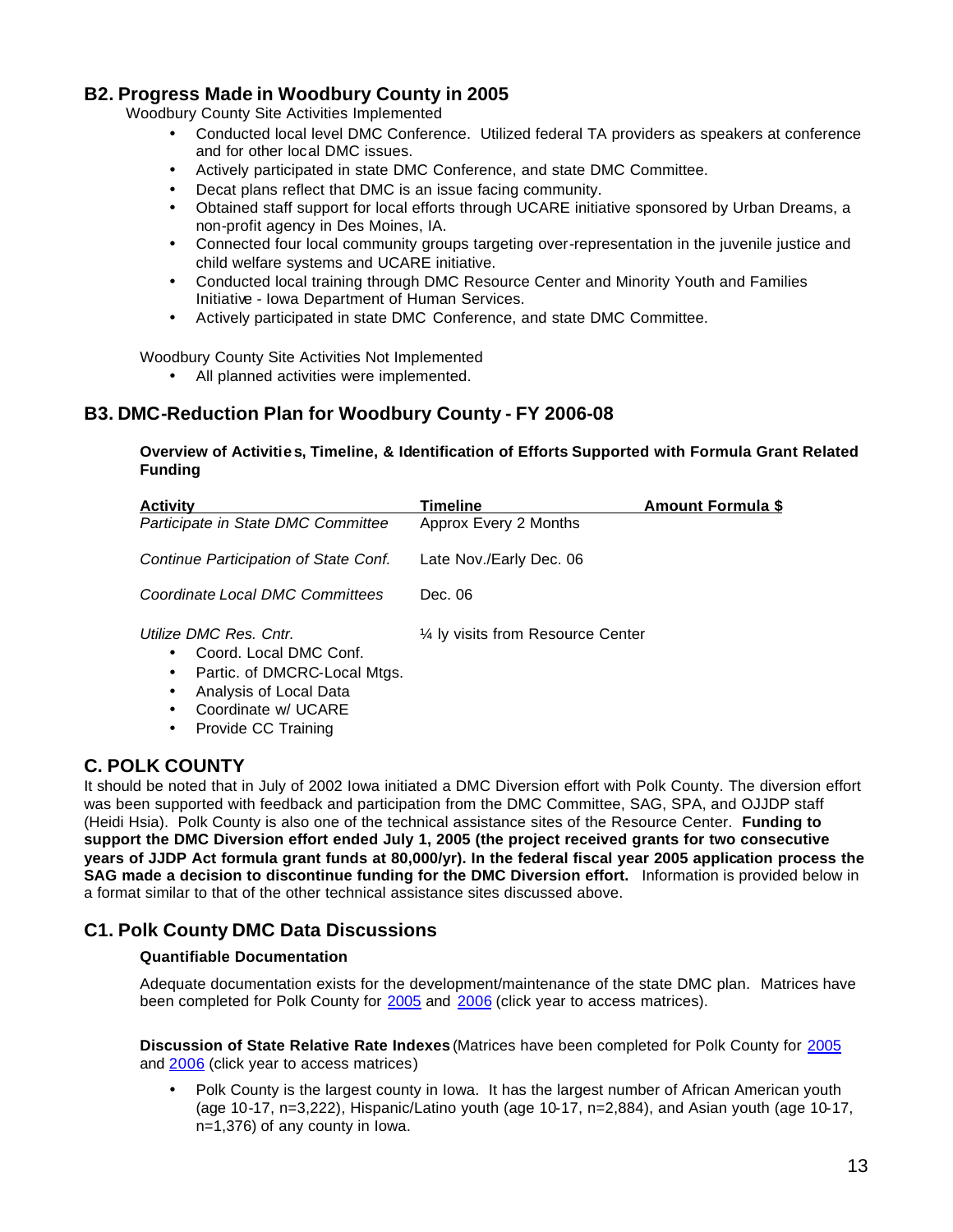## B2. Progress Made in Woodbury County in 2005

Woodbury County Site Activities Implemented

- Conducted local level DMC Conference. Utilized federal TA providers as speakers at conference and for other local DMC issues.
- Actively participated in state DMC Conference, and state DMC Committee.
- Decat plans reflect that DMC is an issue facing community.
- Obtained staff support for local efforts through UCARE initiative sponsored by Urban Dreams, a non-profit agency in Des Moines, IA.
- Connected four local community groups targeting over-representation in the juvenile justice and child welfare systems and UCARE initiative.
- Conducted local training through DMC Resource Center and Minority Youth and Families Initiative - Iowa Department of Human Services.
- Actively participated in state DMC Conference, and state DMC Committee.

Woodbury County Site Activities Not Implemented

- All planned activities were implemented.

## B3. DMC-Reduction Plan for Woodbury County - FY 2006-08

**Overview of Activities, Timeline, & Identification of Efforts Supported with Formula Grant Related Funding**

| Activity | Timeline | Amount Formula $ |
|---|---|---|
| *Participate in State DMC Committee* | Approx Every 2 Months | |
| *Continue Participation of State Conf.* | Late Nov./Early Dec. 06 | |
| *Coordinate Local DMC Committees* | Dec. 06 | |
| *Utilize DMC Res. Cntr.*<br>• Coord. Local DMC Conf.<br>• Partic. of DMCRC-Local Mtgs.<br>• Analysis of Local Data<br>• Coordinate w/ UCARE<br>• Provide CC Training | ¼ ly visits from Resource Center | |

## C. POLK COUNTY

It should be noted that in July of 2002 Iowa initiated a DMC Diversion effort with Polk County. The diversion effort was been supported with feedback and participation from the DMC Committee, SAG, SPA, and OJJDP staff (Heidi Hsia). Polk County is also one of the technical assistance sites of the Resource Center. **Funding to support the DMC Diversion effort ended July 1, 2005 (the project received grants for two consecutive years of JJDP Act formula grant funds at 80,000/yr). In the federal fiscal year 2005 application process the SAG made a decision to discontinue funding for the DMC Diversion effort.** Information is provided below in a format similar to that of the other technical assistance sites discussed above.

## C1. Polk County DMC Data Discussions

**Quantifiable Documentation**

Adequate documentation exists for the development/maintenance of the state DMC plan. Matrices have been completed for Polk County for 2005 and 2006 (click year to access matrices).

**Discussion of State Relative Rate Indexes** (Matrices have been completed for Polk County for 2005 and 2006 (click year to access matrices)

- Polk County is the largest county in Iowa. It has the largest number of African American youth (age 10-17, n=3,222), Hispanic/Latino youth (age 10-17, n=2,884), and Asian youth (age 10-17, n=1,376) of any county in Iowa.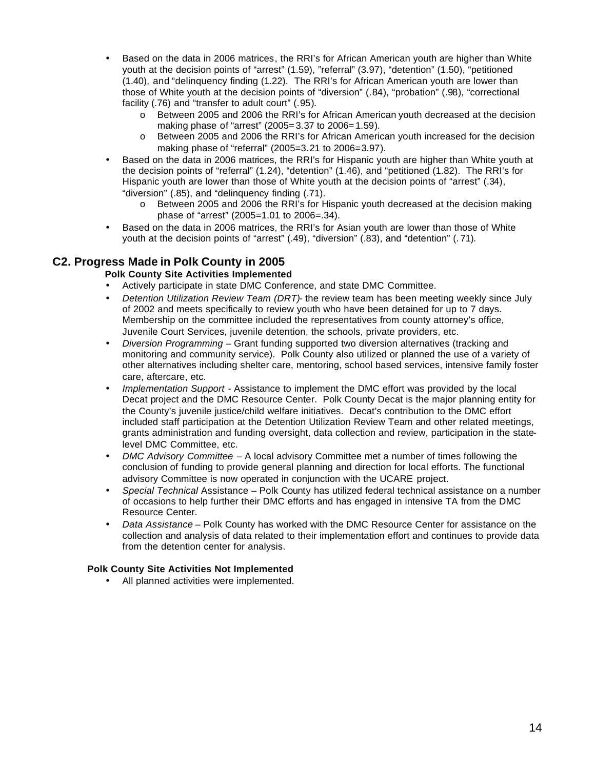- Based on the data in 2006 matrices, the RRI's for African American youth are higher than White youth at the decision points of "arrest" (1.59), "referral" (3.97), "detention" (1.50), "petitioned (1.40), and "delinquency finding (1.22). The RRI's for African American youth are lower than those of White youth at the decision points of "diversion" (.84), "probation" (.98), "correctional facility (.76) and "transfer to adult court" (.95).
    - Between 2005 and 2006 the RRI's for African American youth decreased at the decision making phase of "arrest" (2005= 3.37 to 2006= 1.59).
    - Between 2005 and 2006 the RRI's for African American youth increased for the decision making phase of "referral" (2005=3.21 to 2006=3.97).
- Based on the data in 2006 matrices, the RRI's for Hispanic youth are higher than White youth at the decision points of "referral" (1.24), "detention" (1.46), and "petitioned (1.82). The RRI's for Hispanic youth are lower than those of White youth at the decision points of "arrest" (.34), "diversion" (.85), and "delinquency finding (.71).
    - Between 2005 and 2006 the RRI's for Hispanic youth decreased at the decision making phase of "arrest" (2005=1.01 to 2006=.34).
- Based on the data in 2006 matrices, the RRI's for Asian youth are lower than those of White youth at the decision points of "arrest" (.49), "diversion" (.83), and "detention" (.71).

## C2. Progress Made in Polk County in 2005

**Polk County Site Activities Implemented**

- Actively participate in state DMC Conference, and state DMC Committee.
- *Detention Utilization Review Team (DRT)*- the review team has been meeting weekly since July of 2002 and meets specifically to review youth who have been detained for up to 7 days. Membership on the committee included the representatives from county attorney's office, Juvenile Court Services, juvenile detention, the schools, private providers, etc.
- *Diversion Programming* – Grant funding supported two diversion alternatives (tracking and monitoring and community service). Polk County also utilized or planned the use of a variety of other alternatives including shelter care, mentoring, school based services, intensive family foster care, aftercare, etc.
- *Implementation Support* - Assistance to implement the DMC effort was provided by the local Decat project and the DMC Resource Center. Polk County Decat is the major planning entity for the County's juvenile justice/child welfare initiatives. Decat's contribution to the DMC effort included staff participation at the Detention Utilization Review Team and other related meetings, grants administration and funding oversight, data collection and review, participation in the state-level DMC Committee, etc.
- *DMC Advisory Committee* – A local advisory Committee met a number of times following the conclusion of funding to provide general planning and direction for local efforts. The functional advisory Committee is now operated in conjunction with the UCARE project.
- *Special Technical* Assistance – Polk County has utilized federal technical assistance on a number of occasions to help further their DMC efforts and has engaged in intensive TA from the DMC Resource Center.
- *Data Assistance* – Polk County has worked with the DMC Resource Center for assistance on the collection and analysis of data related to their implementation effort and continues to provide data from the detention center for analysis.

**Polk County Site Activities Not Implemented**

- All planned activities were implemented.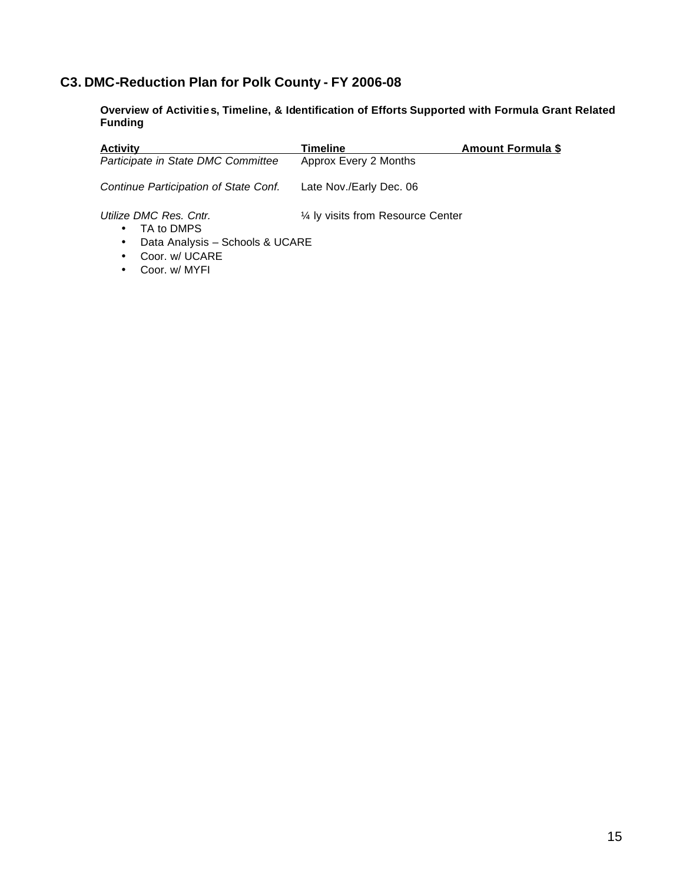## C3. DMC-Reduction Plan for Polk County - FY 2006-08

**Overview of Activities, Timeline, & Identification of Efforts Supported with Formula Grant Related Funding**

| Activity | Timeline | Amount Formula $ |
|---|---|---|
| *Participate in State DMC Committee* | Approx Every 2 Months | |
| *Continue Participation of State Conf.* | Late Nov./Early Dec. 06 | |
| *Utilize DMC Res. Cntr.* | ¼ ly visits from Resource Center | |

- TA to DMPS
- Data Analysis – Schools & UCARE
- Coor. w/ UCARE
- Coor. w/ MYFI